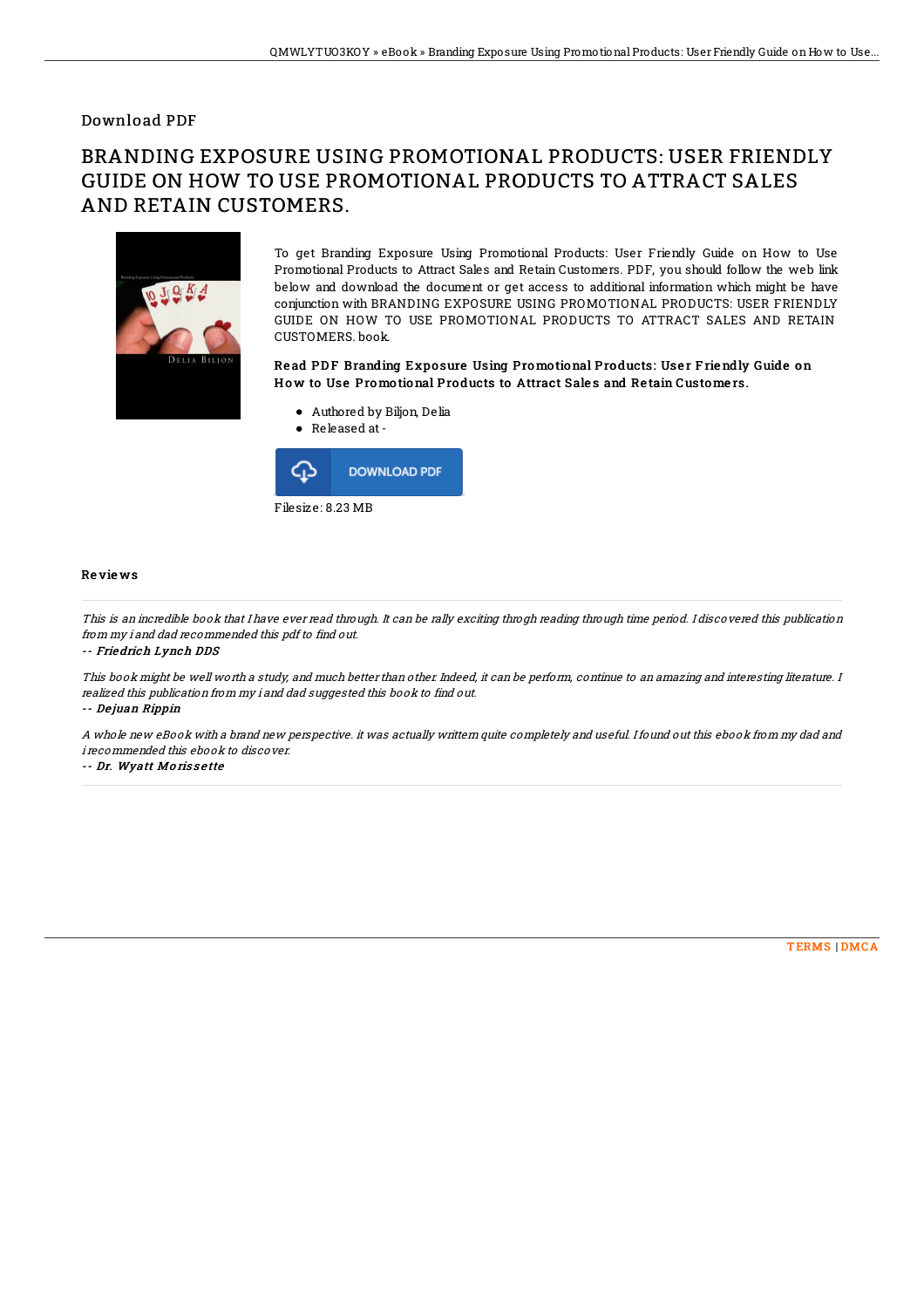Download PDF

# BRANDING EXPOSURE USING PROMOTIONAL PRODUCTS: USER FRIENDLY GUIDE ON HOW TO USE PROMOTIONAL PRODUCTS TO ATTRACT SALES AND RETAIN CUSTOMERS.

To get Branding Exposure Using Promotional Products: User Friendly Guide on How to Use Promotional Products to Attract Sales and Retain Customers. PDF, you should follow the web link below and download the document or get access to additional information which might be have conjunction with BRANDING EXPOSURE USING PROMOTIONAL PRODUCTS: USER FRIENDLY GUIDE ON HOW TO USE PROMOTIONAL PRODUCTS TO ATTRACT SALES AND RETAIN CUSTOMERS. book.

**Read PDF Branding Exposure Using Promotional Products: User Friendly Guide on How to Use Promotional Products to Attract Sales and Retain Customers.**

- Authored by Biljon, Delia
- Released at -

DOWNLOAD PDF

Filesize: 8.23 MB

## Reviews

*This is an incredible book that I have ever read through. It can be rally exciting throgh reading through time period. I discovered this publication from my i and dad recommended this pdf to find out.*

*-- Friedrich Lynch DDS*

*This book might be well worth a study, and much better than other. Indeed, it can be perform, continue to an amazing and interesting literature. I realized this publication from my i and dad suggested this book to find out.*

*-- Dejuan Rippin*

*A whole new eBook with a brand new perspective. it was actually writtern quite completely and useful. I found out this ebook from my dad and i recommended this ebook to discover.*

*-- Dr. Wyatt Morissette*

TERMS | DMCA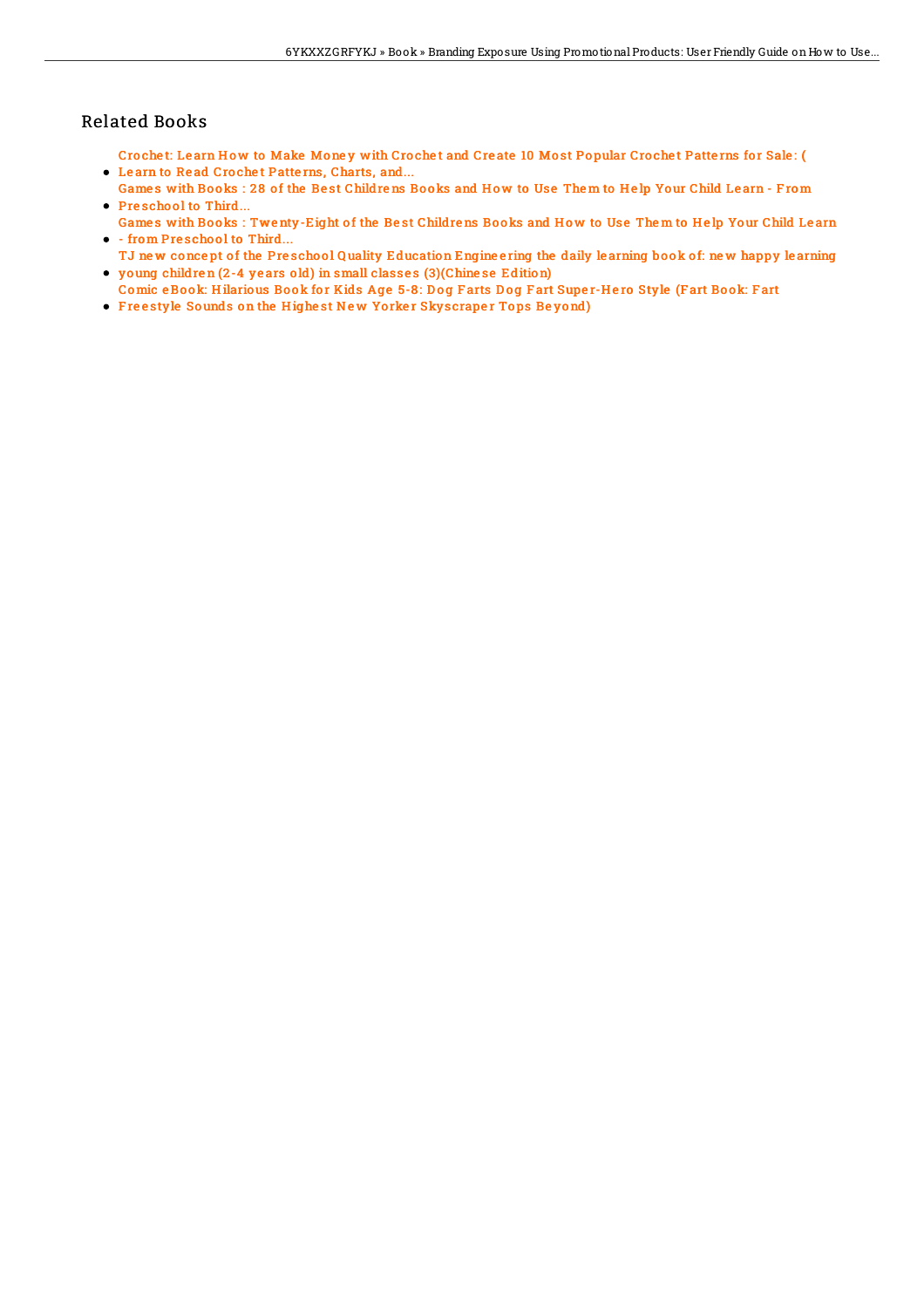## Related Books

- Crochet: Learn How to Make Money with Crochet and Create 10 Most Popular Crochet Patterns for Sale: ( Learn to Read Crochet Patterns, Charts, and...
- Games with Books : 28 of the Best Childrens Books and How to Use Them to Help Your Child Learn - From Preschool to Third...
- Games with Books : Twenty-Eight of the Best Childrens Books and How to Use Them to Help Your Child Learn - from Preschool to Third...
- TJ new concept of the Preschool Quality Education Engineering the daily learning book of: new happy learning young children (2-4 years old) in small classes (3)(Chinese Edition)
- Comic eBook: Hilarious Book for Kids Age 5-8: Dog Farts Dog Fart Super-Hero Style (Fart Book: Fart Freestyle Sounds on the Highest New Yorker Skyscraper Tops Beyond)